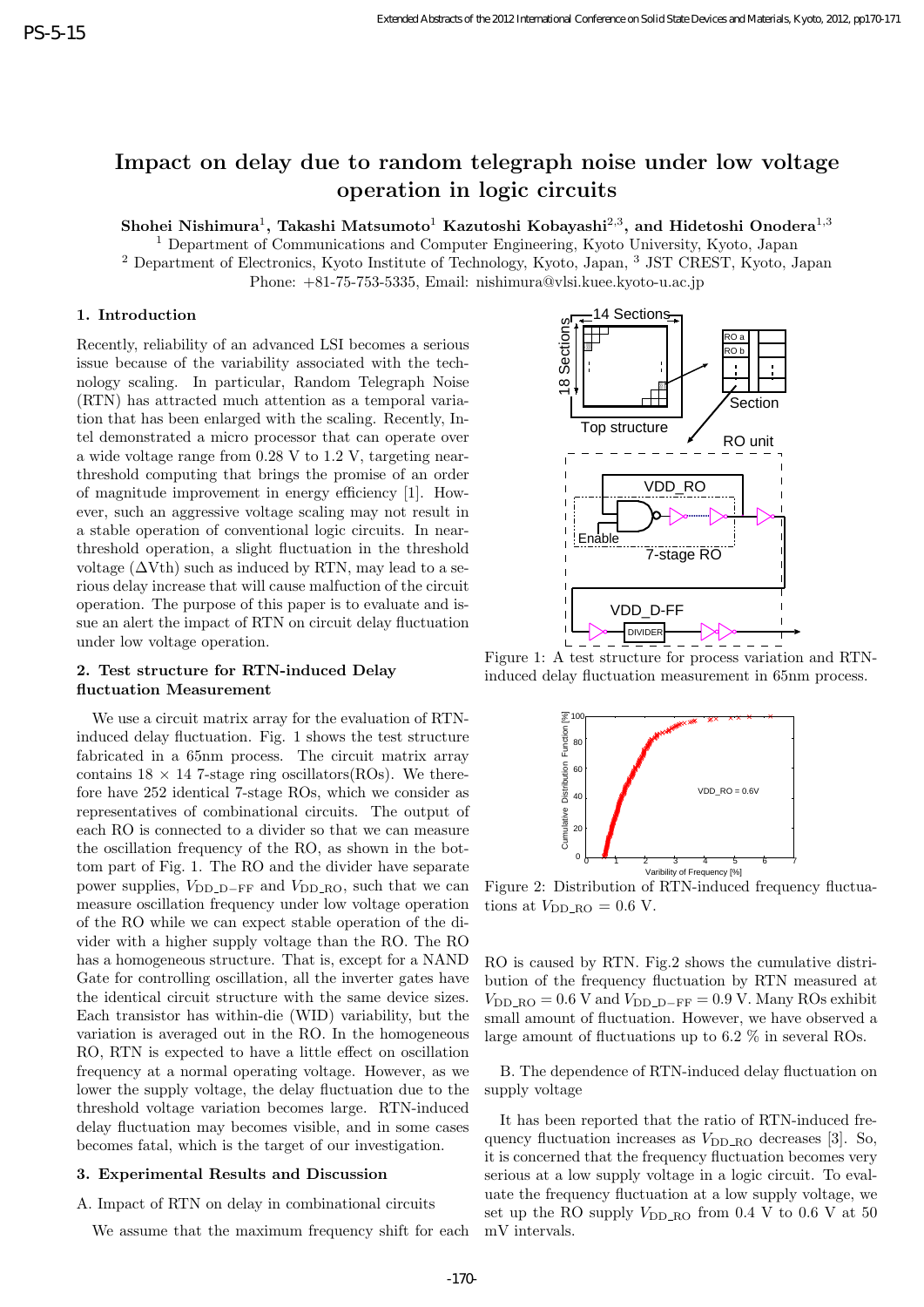PS-5-15

# Impact on delay due to random telegraph noise under low voltage operation in logic circuits

**Shohei Nishimura[1], Takashi Matsumoto[1] Kazutoshi Kobayashi[2,3], and Hidetoshi Onodera[1,3]**

[1] Department of Communications and Computer Engineering, Kyoto University, Kyoto, Japan
[2] Department of Electronics, Kyoto Institute of Technology, Kyoto, Japan, [3] JST CREST, Kyoto, Japan
Phone: +81-75-753-5335, Email: nishimura@vlsi.kuee.kyoto-u.ac.jp

## 1. Introduction

Recently, reliability of an advanced LSI becomes a serious issue because of the variability associated with the technology scaling. In particular, Random Telegraph Noise (RTN) has attracted much attention as a temporal variation that has been enlarged with the scaling. Recently, Intel demonstrated a micro processor that can operate over a wide voltage range from 0.28 V to 1.2 V, targeting near-threshold computing that brings the promise of an order of magnitude improvement in energy efficiency [1]. However, such an aggressive voltage scaling may not result in a stable operation of conventional logic circuits. In near-threshold operation, a slight fluctuation in the threshold voltage ($\Delta$Vth) such as induced by RTN, may lead to a serious delay increase that will cause malfuction of the circuit operation. The purpose of this paper is to evaluate and issue an alert the impact of RTN on circuit delay fluctuation under low voltage operation.

## 2. Test structure for RTN-induced Delay fluctuation Measurement

We use a circuit matrix array for the evaluation of RTN-induced delay fluctuation. Fig. 1 shows the test structure fabricated in a 65nm process. The circuit matrix array contains 18 × 14 7-stage ring oscillators(ROs). We therefore have 252 identical 7-stage ROs, which we consider as representatives of combinational circuits. The output of each RO is connected to a divider so that we can measure the oscillation frequency of the RO, as shown in the bottom part of Fig. 1. The RO and the divider have separate power supplies, $V_{DD\_D-FF}$ and $V_{DD\_RO}$, such that we can measure oscillation frequency under low voltage operation of the RO while we can expect stable operation of the divider with a higher supply voltage than the RO. The RO has a homogeneous structure. That is, except for a NAND Gate for controlling oscillation, all the inverter gates have the identical circuit structure with the same device sizes. Each transistor has within-die (WID) variability, but the variation is averaged out in the RO. In the homogeneous RO, RTN is expected to have a little effect on oscillation frequency at a normal operating voltage. However, as we lower the supply voltage, the delay fluctuation due to the threshold voltage variation becomes large. RTN-induced delay fluctuation may becomes visible, and in some cases becomes fatal, which is the target of our investigation.

## 3. Experimental Results and Discussion

A. Impact of RTN on delay in combinational circuits

We assume that the maximum frequency shift for each RO is caused by RTN. Fig.2 shows the cumulative distribution of the frequency fluctuation by RTN measured at $V_{DD\_RO} = 0.6$ V and $V_{DD\_D-FF} = 0.9$ V. Many ROs exhibit small amount of fluctuation. However, we have observed a large amount of fluctuations up to 6.2 % in several ROs.

Figure 1: A test structure for process variation and RTN-induced delay fluctuation measurement in 65nm process.

Figure 2: Distribution of RTN-induced frequency fluctuations at $V_{DD\_RO} = 0.6$ V.

B. The dependence of RTN-induced delay fluctuation on supply voltage

It has been reported that the ratio of RTN-induced frequency fluctuation increases as $V_{DD\_RO}$ decreases [3]. So, it is concerned that the frequency fluctuation becomes very serious at a low supply voltage in a logic circuit. To evaluate the frequency fluctuation at a low supply voltage, we set up the RO supply $V_{DD\_RO}$ from 0.4 V to 0.6 V at 50 mV intervals.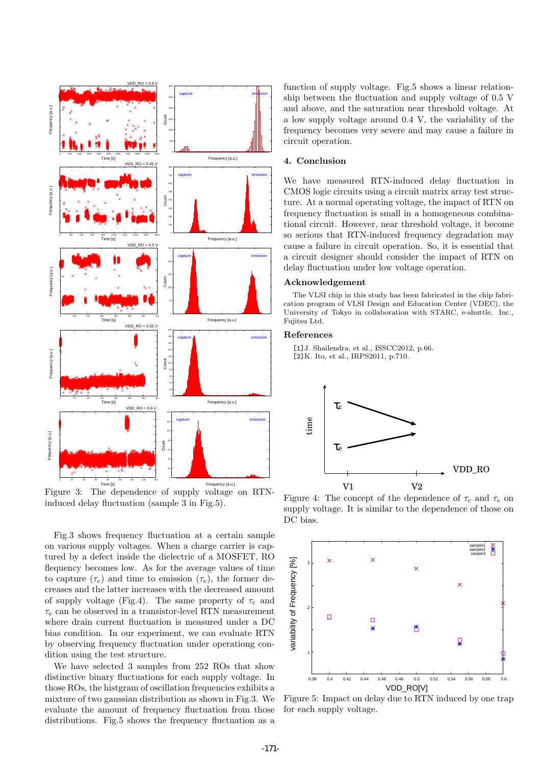VDD_RO = 0.4 V

Frequency [a.u.]

Time [s]

capture

emission

Count

Frequency [a.u.]

VDD_RO = 0.45 V

Frequency [a.u.]

Time [s]

capture

emission

Count

Frequency [a.u.]

VDD_RO = 0.5 V

Frequency [a.u.]

Time [s]

capture

emission

Count

Frequency [a.u.]

VDD_RO = 0.55 V

Frequency [a.u.]

Time [s]

capture

emission

Count

Frequency [a.u.]

VDD_RO = 0.6 V

Frequency [a.u.]

Time [s]

capture

emission

Count

Frequency [a.u.]

Figure 3: The dependence of supply voltage on RTN-induced delay fluctuation (sample 3 in Fig.5).

Fig.3 shows frequency fluctuation at a certain sample on various supply voltages. When a charge carrier is captured by a defect inside the dielectric of a MOSFET, RO flequency becomes low. As for the average values of time to capture ($\tau_c$) and time to emission ($\tau_e$), the former decreases and the latter increases with the decreased amount of supply voltage (Fig.4). The same property of $\tau_c$ and $\tau_e$ can be observed in a transistor-level RTN measurement where drain current fluctuation is measured under a DC bias condition. In our experiment, we can evaluate RTN by observing frequency fluctuation under operationg condition using the test structure.

We have selected 3 samples from 252 ROs that show distinctive binary fluctuations for each supply voltage. In those ROs, the histgram of oscillation frequencies exhibits a mixture of two gaussian distribution as shown in Fig.3. We evaluate the amount of frequency fluctuation from those distributions. Fig.5 shows the frequency fluctuation as a function of supply voltage. Fig.5 shows a linear relationship between the fluctuation and supply voltage of 0.5 V and above, and the saturation near threshold voltage. At a low supply voltage around 0.4 V, the variability of the frequency becomes very severe and may cause a failure in circuit operation.

## 4. Conclusion

We have measured RTN-induced delay fluctuation in CMOS logic circuits using a circuit matrix array test structure. At a normal operating voltage, the impact of RTN on frequency fluctuation is small in a homogeneous combinational circuit. However, near threshold voltage, it become so serious that RTN-induced frequency degradation may cause a failure in circuit operation. So, it is essential that a circuit designer should consider the impact of RTN on delay fluctuation under low voltage operation.

## Acknowledgement

The VLSI chip in this study has been fabricated in the chip fabrication program of VLSI Design and Education Center (VDEC), the University of Tokyo in collaboration with STARC, e-shuttle. Inc., Fujitsu Ltd.

## References

[1] J. Shailendra, et al., ISSCC2012, p.66.
[2] K. Ito, et al., IRPS2011, p.710.

time

$\tau_c$

$\tau_e$

V1

V2

VDD_RO

Figure 4: The concept of the dependence of $\tau_c$ and $\tau_e$ on supply voltage. It is similar to the dependence of those on DC bias.

variability of Frequency [%]

VDD_RO[V]

sample1
sample2
sample3

Figure 5: Impact on delay due to RTN induced by one trap for each supply voltage.